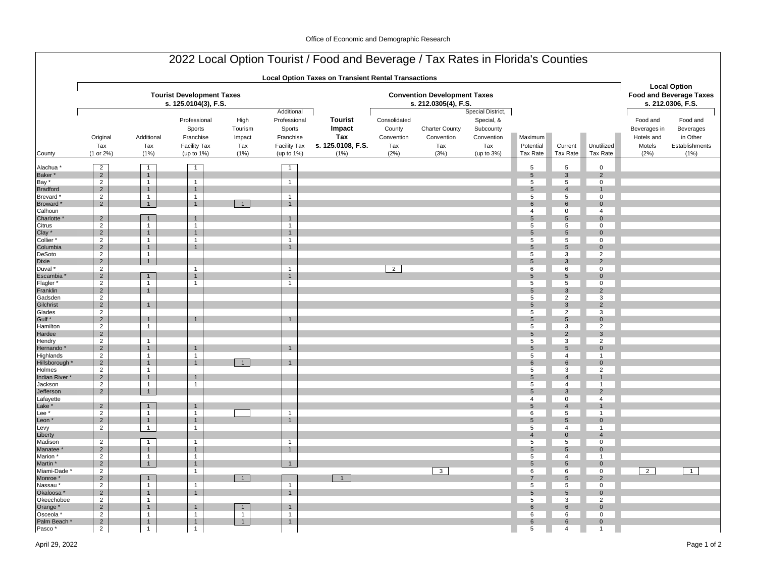Office of Economic and Demographic Research

# 2022 Local Option Tourist / Food and Beverage / Tax Rates in Florida's Counties

**Local Option Taxes on Transient Rental Transactions**

| County | Tourist Development Taxes s. 125.0104(3), F.S. Original Tax (1 or 2%) | Additional Tax (1%) | Professional Sports Franchise Facility Tax (up to 1%) | High Tourism Impact Tax (1%) | Additional Professional Sports Franchise Facility Tax (up to 1%) | **Tourist Impact Tax s. 125.0108, F.S.** (1%) | Convention Development Taxes s. 212.0305(4), F.S. Consolidated County Convention Tax (2%) | Charter County Convention Tax (3%) | Special District, Special, & Subcounty Convention Tax (up to 3%) | Maximum Potential Tax Rate | Current Tax Rate | Unutilized Tax Rate | Local Option Food and Beverage Taxes s. 212.0306, F.S. Food and Beverages in Hotels and Motels (2%) | Food and Beverages in Other Establishments (1%) |
|---|---|---|---|---|---|---|---|---|---|---|---|---|---|---|
| Alachua * | 2 | 1 | 1 | | 1 | | | | | 5 | 5 | 0 | | |
| Baker * | 2 | 1 | | | | | | | | 5 | 3 | 2 | | |
| Bay * | 2 | 1 | 1 | | 1 | | | | | 5 | 5 | 0 | | |
| Bradford | 2 | 1 | 1 | | | | | | | 5 | 4 | 1 | | |
| Brevard * | 2 | 1 | 1 | | 1 | | | | | 5 | 5 | 0 | | |
| Broward * | 2 | 1 | 1 | 1 | 1 | | | | | 6 | 6 | 0 | | |
| Calhoun | | | | | | | | | | 4 | 0 | 4 | | |
| Charlotte * | 2 | 1 | 1 | | 1 | | | | | 5 | 5 | 0 | | |
| Citrus | 2 | 1 | 1 | | 1 | | | | | 5 | 5 | 0 | | |
| Clay * | 2 | 1 | 1 | | 1 | | | | | 5 | 5 | 0 | | |
| Collier * | 2 | 1 | 1 | | 1 | | | | | 5 | 5 | 0 | | |
| Columbia | 2 | 1 | 1 | | 1 | | | | | 5 | 5 | 0 | | |
| DeSoto | 2 | 1 | | | | | | | | 5 | 3 | 2 | | |
| Dixie | 2 | 1 | | | | | | | | 5 | 3 | 2 | | |
| Duval * | 2 | | 1 | | 1 | | 2 | | | 6 | 6 | 0 | | |
| Escambia * | 2 | 1 | 1 | | 1 | | | | | 5 | 5 | 0 | | |
| Flagler * | 2 | 1 | 1 | | 1 | | | | | 5 | 5 | 0 | | |
| Franklin | 2 | 1 | | | | | | | | 5 | 3 | 2 | | |
| Gadsden | 2 | | | | | | | | | 5 | 2 | 3 | | |
| Gilchrist | 2 | 1 | | | | | | | | 5 | 3 | 2 | | |
| Glades | 2 | | | | | | | | | 5 | 2 | 3 | | |
| Gulf * | 2 | 1 | 1 | | 1 | | | | | 5 | 5 | 0 | | |
| Hamilton | 2 | 1 | | | | | | | | 5 | 3 | 2 | | |
| Hardee | 2 | | | | | | | | | 5 | 2 | 3 | | |
| Hendry | 2 | 1 | | | | | | | | 5 | 3 | 2 | | |
| Hernando * | 2 | 1 | 1 | | 1 | | | | | 5 | 5 | 0 | | |
| Highlands | 2 | 1 | 1 | | | | | | | 5 | 4 | 1 | | |
| Hillsborough * | 2 | 1 | 1 | 1 | 1 | | | | | 6 | 6 | 0 | | |
| Holmes | 2 | 1 | | | | | | | | 5 | 3 | 2 | | |
| Indian River * | 2 | 1 | 1 | | | | | | | 5 | 4 | 1 | | |
| Jackson | 2 | 1 | 1 | | | | | | | 5 | 4 | 1 | | |
| Jefferson | 2 | 1 | | | | | | | | 5 | 3 | 2 | | |
| Lafayette | | | | | | | | | | 4 | 0 | 4 | | |
| Lake * | 2 | 1 | 1 | | | | | | | 5 | 4 | 1 | | |
| Lee * | 2 | 1 | 1 | | 1 | | | | | 6 | 5 | 1 | | |
| Leon * | 2 | 1 | 1 | | 1 | | | | | 5 | 5 | 0 | | |
| Levy | 2 | 1 | 1 | | | | | | | 5 | 4 | 1 | | |
| Liberty | | | | | | | | | | 4 | 0 | 4 | | |
| Madison | 2 | 1 | 1 | | 1 | | | | | 5 | 5 | 0 | | |
| Manatee * | 2 | 1 | 1 | | 1 | | | | | 5 | 5 | 0 | | |
| Marion * | 2 | 1 | 1 | | | | | | | 5 | 4 | 1 | | |
| Martin * | 2 | 1 | 1 | | 1 | | | | | 5 | 5 | 0 | | |
| Miami-Dade * | 2 | | 1 | | | | | 3 | | 6 | 6 | 0 | 2 | 1 |
| Monroe * | 2 | 1 | | 1 | | 1 | | | | 7 | 5 | 2 | | |
| Nassau * | 2 | 1 | 1 | | 1 | | | | | 5 | 5 | 0 | | |
| Okaloosa * | 2 | 1 | 1 | | 1 | | | | | 5 | 5 | 0 | | |
| Okeechobee | 2 | 1 | | | | | | | | 5 | 3 | 2 | | |
| Orange * | 2 | 1 | 1 | 1 | 1 | | | | | 6 | 6 | 0 | | |
| Osceola * | 2 | 1 | 1 | 1 | 1 | | | | | 6 | 6 | 0 | | |
| Palm Beach * | 2 | 1 | 1 | 1 | 1 | | | | | 6 | 6 | 0 | | |
| Pasco * | 2 | 1 | 1 | | | | | | | 5 | 4 | 1 | | |

April 29, 2022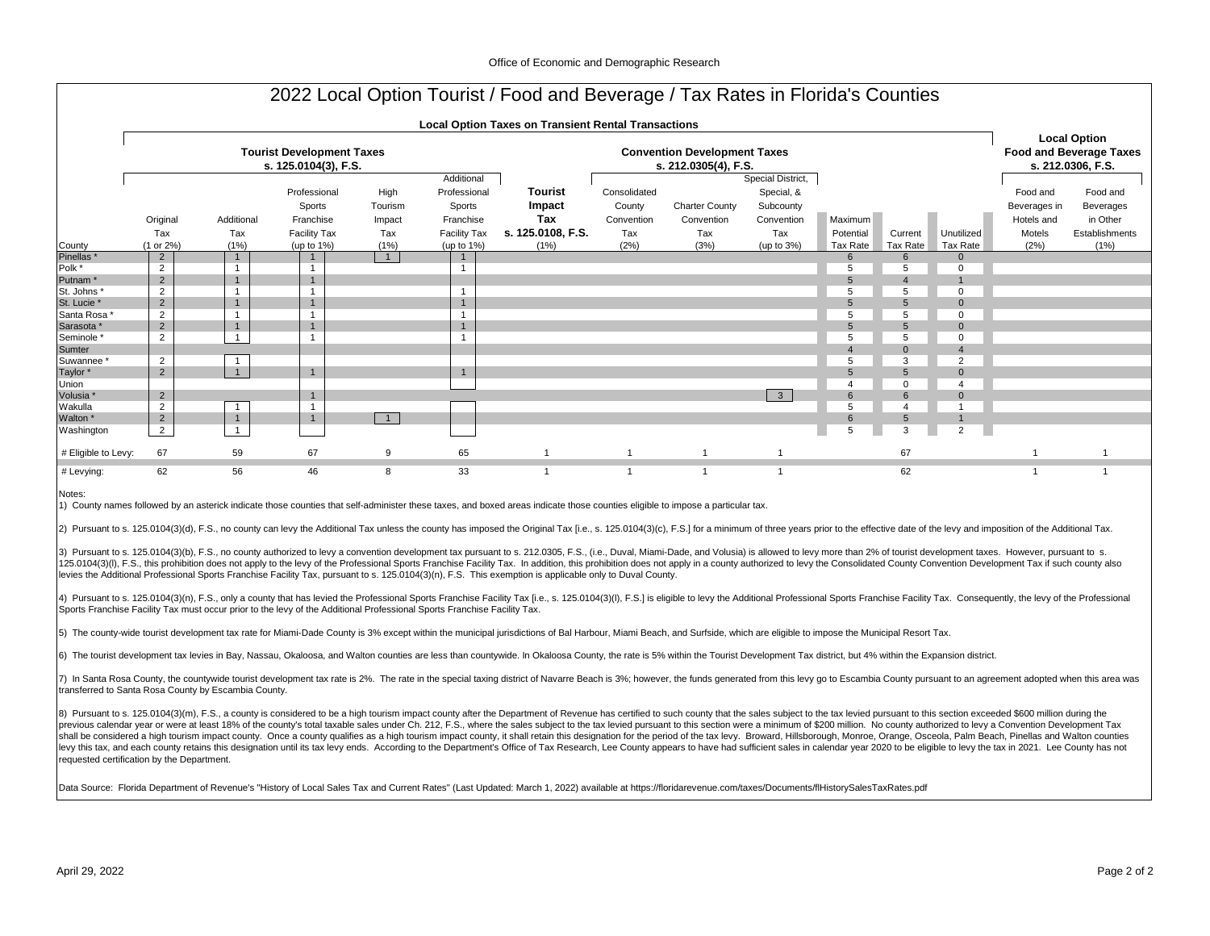# 2022 Local Option Tourist / Food and Beverage / Tax Rates in Florida's Counties

## Local Option Taxes on Transient Rental Transactions

| County | Tourist Development Taxes s. 125.0104(3), F.S. | | | | | Tourist Impact Tax s. 125.0108, F.S. | Convention Development Taxes s. 212.0305(4), F.S. | | | | | | Local Option Food and Beverage Taxes s. 212.0306, F.S. | |
|---|---|---|---|---|---|---|---|---|---|---|---|---|---|---|
| | Original Tax (1 or 2%) | Additional Tax (1%) | Professional Sports Franchise Facility Tax (up to 1%) | High Tourism Impact Tax (1%) | Additional Professional Sports Franchise Facility Tax (up to 1%) | (1%) | Consolidated County Convention Tax (2%) | Charter County Convention Tax (3%) | Special District, Special, & Subcounty Convention Tax (up to 3%) | Maximum Potential Tax Rate | Current Tax Rate | Unutilized Tax Rate | Food and Beverages in Hotels and Motels (2%) | Food and Beverages in Other Establishments (1%) |
| Pinellas * | 2 | 1 | 1 | 1 | 1 | | | | | 6 | 6 | 0 | | |
| Polk * | 2 | 1 | 1 | | 1 | | | | | 5 | 5 | 0 | | |
| Putnam * | 2 | 1 | 1 | | | | | | | 5 | 4 | 1 | | |
| St. Johns * | 2 | 1 | 1 | | 1 | | | | | 5 | 5 | 0 | | |
| St. Lucie * | 2 | 1 | 1 | | 1 | | | | | 5 | 5 | 0 | | |
| Santa Rosa * | 2 | 1 | 1 | | 1 | | | | | 5 | 5 | 0 | | |
| Sarasota * | 2 | 1 | 1 | | 1 | | | | | 5 | 5 | 0 | | |
| Seminole * | 2 | 1 | 1 | | 1 | | | | | 5 | 5 | 0 | | |
| Sumter | | | | | | | | | | 4 | 0 | 4 | | |
| Suwannee * | 2 | 1 | | | | | | | | 5 | 3 | 2 | | |
| Taylor * | 2 | 1 | 1 | | 1 | | | | | 5 | 5 | 0 | | |
| Union | | | | | | | | | | 4 | 0 | 4 | | |
| Volusia * | 2 | | 1 | | | | | | 3 | 6 | 6 | 0 | | |
| Wakulla | 2 | 1 | 1 | | | | | | | 5 | 4 | 1 | | |
| Walton * | 2 | 1 | 1 | 1 | | | | | | 6 | 5 | 1 | | |
| Washington | 2 | 1 | | | | | | | | 5 | 3 | 2 | | |
| # Eligible to Levy: | 67 | 59 | 67 | 9 | 65 | 1 | 1 | 1 | 1 | | 67 | | 1 | 1 |
| # Levying: | 62 | 56 | 46 | 8 | 33 | 1 | 1 | 1 | 1 | | 62 | | 1 | 1 |

Notes:

1) County names followed by an asterisk indicate those counties that self-administer these taxes, and boxed areas indicate those counties eligible to impose a particular tax.

2) Pursuant to s. 125.0104(3)(d), F.S., no county can levy the Additional Tax unless the county has imposed the Original Tax [i.e., s. 125.0104(3)(c), F.S.] for a minimum of three years prior to the effective date of the levy and imposition of the Additional Tax.

3) Pursuant to s. 125.0104(3)(b), F.S., no county authorized to levy a convention development tax pursuant to s. 212.0305, F.S., (i.e., Duval, Miami-Dade, and Volusia) is allowed to levy more than 2% of tourist development taxes. However, pursuant to s. 125.0104(3)(l), F.S., this prohibition does not apply to the levy of the Professional Sports Franchise Facility Tax. In addition, this prohibition does not apply in a county authorized to levy the Consolidated County Convention Development Tax if such county also levies the Additional Professional Sports Franchise Facility Tax, pursuant to s. 125.0104(3)(n), F.S. This exemption is applicable only to Duval County.

4) Pursuant to s. 125.0104(3)(n), F.S., only a county that has levied the Professional Sports Franchise Facility Tax [i.e., s. 125.0104(3)(l), F.S.] is eligible to levy the Additional Professional Sports Franchise Facility Tax. Consequently, the levy of the Professional Sports Franchise Facility Tax must occur prior to the levy of the Additional Professional Sports Franchise Facility Tax.

5) The county-wide tourist development tax rate for Miami-Dade County is 3% except within the municipal jurisdictions of Bal Harbour, Miami Beach, and Surfside, which are eligible to impose the Municipal Resort Tax.

6) The tourist development tax levies in Bay, Nassau, Okaloosa, and Walton counties are less than countywide. In Okaloosa County, the rate is 5% within the Tourist Development Tax district, but 4% within the Expansion district.

7) In Santa Rosa County, the countywide tourist development tax rate is 2%. The rate in the special taxing district of Navarre Beach is 3%; however, the funds generated from this levy go to Escambia County pursuant to an agreement adopted when this area was transferred to Santa Rosa County by Escambia County.

8) Pursuant to s. 125.0104(3)(m), F.S., a county is considered to be a high tourism impact county after the Department of Revenue has certified to such county that the sales subject to the tax levied pursuant to this section exceeded $600 million during the previous calendar year or were at least 18% of the county's total taxable sales under Ch. 212, F.S., where the sales subject to the tax levied pursuant to this section were a minimum of $200 million. No county authorized to levy a Convention Development Tax shall be considered a high tourism impact county. Once a county qualifies as a high tourism impact county, it shall retain this designation for the period of the tax levy. Broward, Hillsborough, Monroe, Orange, Osceola, Palm Beach, Pinellas and Walton counties levy this tax, and each county retains this designation until its tax levy ends. According to the Department's Office of Tax Research, Lee County appears to have had sufficient sales in calendar year 2020 to be eligible to levy the tax in 2021. Lee County has not requested certification by the Department.

Data Source: Florida Department of Revenue's "History of Local Sales Tax and Current Rates" (Last Updated: March 1, 2022) available at https://floridarevenue.com/taxes/Documents/flHistorySalesTaxRates.pdf